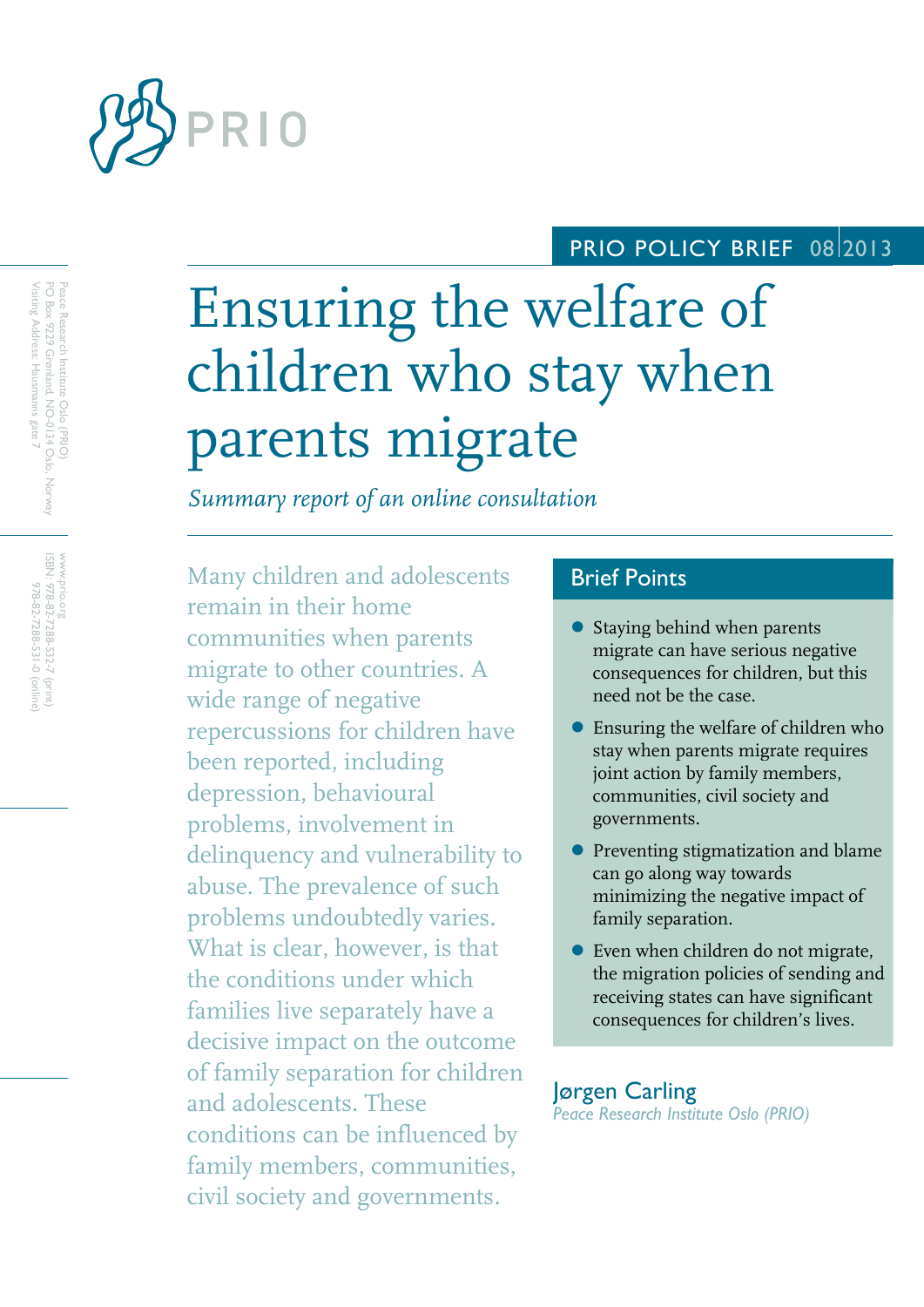PRIO

PRIO POLICY BRIEF 08|2013

# Ensuring the welfare of children who stay when parents migrate

*Summary report of an online consultation*

Peace Research Institute Oslo (PRIO)
PO Box 9229 Grønland, NO-0134 Oslo, Norway
Visiting Address: Hausmanns gate 7

www.prio.org
ISBN: 978-82-7288-532-7 (print)
978-82-7288-531-0 (online)

Many children and adolescents remain in their home communities when parents migrate to other countries. A wide range of negative repercussions for children have been reported, including depression, behavioural problems, involvement in delinquency and vulnerability to abuse. The prevalence of such problems undoubtedly varies. What is clear, however, is that the conditions under which families live separately have a decisive impact on the outcome of family separation for children and adolescents. These conditions can be influenced by family members, communities, civil society and governments.

## Brief Points

- Staying behind when parents migrate can have serious negative consequences for children, but this need not be the case.
- Ensuring the welfare of children who stay when parents migrate requires joint action by family members, communities, civil society and governments.
- Preventing stigmatization and blame can go along way towards minimizing the negative impact of family separation.
- Even when children do not migrate, the migration policies of sending and receiving states can have significant consequences for children's lives.

**Jørgen Carling**
*Peace Research Institute Oslo (PRIO)*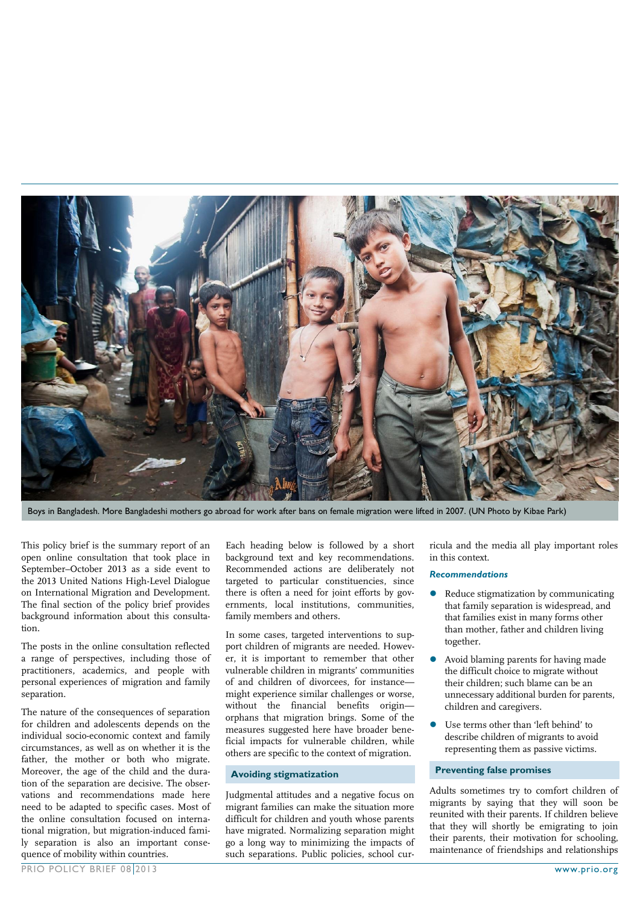Boys in Bangladesh. More Bangladeshi mothers go abroad for work after bans on female migration were lifted in 2007. (UN Photo by Kibae Park)

This policy brief is the summary report of an open online consultation that took place in September–October 2013 as a side event to the 2013 United Nations High-Level Dialogue on International Migration and Development. The final section of the policy brief provides background information about this consultation.

The posts in the online consultation reflected a range of perspectives, including those of practitioners, academics, and people with personal experiences of migration and family separation.

The nature of the consequences of separation for children and adolescents depends on the individual socio-economic context and family circumstances, as well as on whether it is the father, the mother or both who migrate. Moreover, the age of the child and the duration of the separation are decisive. The observations and recommendations made here need to be adapted to specific cases. Most of the online consultation focused on international migration, but migration-induced family separation is also an important consequence of mobility within countries.

Each heading below is followed by a short background text and key recommendations. Recommended actions are deliberately not targeted to particular constituencies, since there is often a need for joint efforts by governments, local institutions, communities, family members and others.

In some cases, targeted interventions to support children of migrants are needed. However, it is important to remember that other vulnerable children in migrants' communities of and children of divorcees, for instance—might experience similar challenges or worse, without the financial benefits origin—orphans that migration brings. Some of the measures suggested here have broader beneficial impacts for vulnerable children, while others are specific to the context of migration.

## Avoiding stigmatization

Judgmental attitudes and a negative focus on migrant families can make the situation more difficult for children and youth whose parents have migrated. Normalizing separation might go a long way to minimizing the impacts of such separations. Public policies, school curricula and the media all play important roles in this context.

### *Recommendations*

- Reduce stigmatization by communicating that family separation is widespread, and that families exist in many forms other than mother, father and children living together.
- Avoid blaming parents for having made the difficult choice to migrate without their children; such blame can be an unnecessary additional burden for parents, children and caregivers.
- Use terms other than 'left behind' to describe children of migrants to avoid representing them as passive victims.

## Preventing false promises

Adults sometimes try to comfort children of migrants by saying that they will soon be reunited with their parents. If children believe that they will shortly be emigrating to join their parents, their motivation for schooling, maintenance of friendships and relationships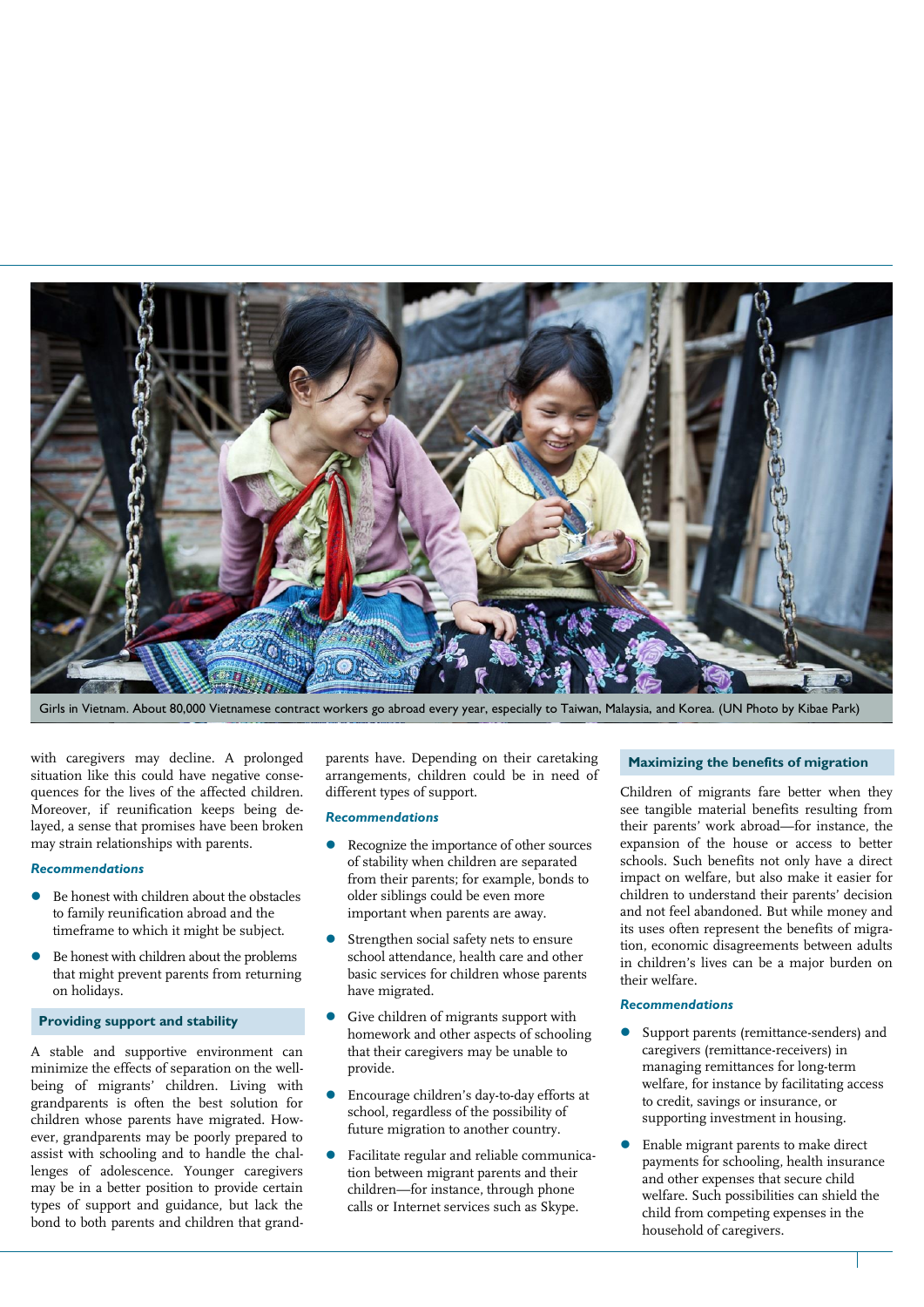Girls in Vietnam. About 80,000 Vietnamese contract workers go abroad every year, especially to Taiwan, Malaysia, and Korea. (UN Photo by Kibae Park)

with caregivers may decline. A prolonged situation like this could have negative consequences for the lives of the affected children. Moreover, if reunification keeps being delayed, a sense that promises have been broken may strain relationships with parents.

### *Recommendations*

- Be honest with children about the obstacles to family reunification abroad and the timeframe to which it might be subject.
- Be honest with children about the problems that might prevent parents from returning on holidays.

## Providing support and stability

A stable and supportive environment can minimize the effects of separation on the well-being of migrants' children. Living with grandparents is often the best solution for children whose parents have migrated. However, grandparents may be poorly prepared to assist with schooling and to handle the challenges of adolescence. Younger caregivers may be in a better position to provide certain types of support and guidance, but lack the bond to both parents and children that grandparents have. Depending on their caretaking arrangements, children could be in need of different types of support.

### *Recommendations*

- Recognize the importance of other sources of stability when children are separated from their parents; for example, bonds to older siblings could be even more important when parents are away.
- Strengthen social safety nets to ensure school attendance, health care and other basic services for children whose parents have migrated.
- Give children of migrants support with homework and other aspects of schooling that their caregivers may be unable to provide.
- Encourage children's day-to-day efforts at school, regardless of the possibility of future migration to another country.
- Facilitate regular and reliable communication between migrant parents and their children—for instance, through phone calls or Internet services such as Skype.

## Maximizing the benefits of migration

Children of migrants fare better when they see tangible material benefits resulting from their parents' work abroad—for instance, the expansion of the house or access to better schools. Such benefits not only have a direct impact on welfare, but also make it easier for children to understand their parents' decision and not feel abandoned. But while money and its uses often represent the benefits of migration, economic disagreements between adults in children's lives can be a major burden on their welfare.

### *Recommendations*

- Support parents (remittance-senders) and caregivers (remittance-receivers) in managing remittances for long-term welfare, for instance by facilitating access to credit, savings or insurance, or supporting investment in housing.
- Enable migrant parents to make direct payments for schooling, health insurance and other expenses that secure child welfare. Such possibilities can shield the child from competing expenses in the household of caregivers.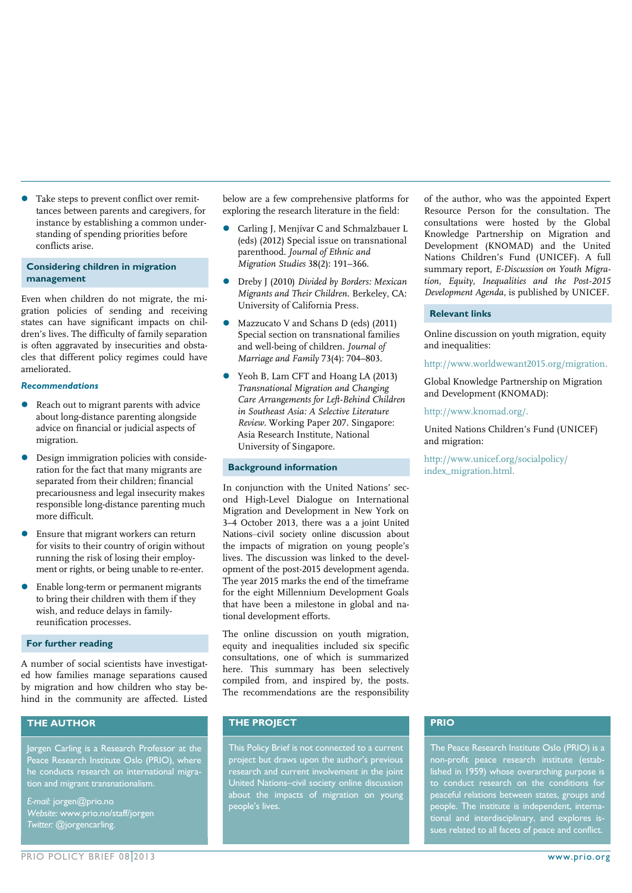- Take steps to prevent conflict over remittances between parents and caregivers, for instance by establishing a common understanding of spending priorities before conflicts arise.

## Considering children in migration management

Even when children do not migrate, the migration policies of sending and receiving states can have significant impacts on children's lives. The difficulty of family separation is often aggravated by insecurities and obstacles that different policy regimes could have ameliorated.

### *Recommendations*

- Reach out to migrant parents with advice about long-distance parenting alongside advice on financial or judicial aspects of migration.
- Design immigration policies with consideration for the fact that many migrants are separated from their children; financial precariousness and legal insecurity makes responsible long-distance parenting much more difficult.
- Ensure that migrant workers can return for visits to their country of origin without running the risk of losing their employment or rights, or being unable to re-enter.
- Enable long-term or permanent migrants to bring their children with them if they wish, and reduce delays in family-reunification processes.

## For further reading

A number of social scientists have investigated how families manage separations caused by migration and how children who stay behind in the community are affected. Listed below are a few comprehensive platforms for exploring the research literature in the field:

- Carling J, Menjívar C and Schmalzbauer L (eds) (2012) Special issue on transnational parenthood. *Journal of Ethnic and Migration Studies* 38(2): 191–366.
- Dreby J (2010) *Divided by Borders: Mexican Migrants and Their Children*. Berkeley, CA: University of California Press.
- Mazzucato V and Schans D (eds) (2011) Special section on transnational families and well-being of children. *Journal of Marriage and Family* 73(4): 704–803.
- Yeoh B, Lam CFT and Hoang LA (2013) *Transnational Migration and Changing Care Arrangements for Left-Behind Children in Southeast Asia: A Selective Literature Review*. Working Paper 207. Singapore: Asia Research Institute, National University of Singapore.

## Background information

In conjunction with the United Nations' second High-Level Dialogue on International Migration and Development in New York on 3–4 October 2013, there was a a joint United Nations–civil society online discussion about the impacts of migration on young people's lives. The discussion was linked to the development of the post-2015 development agenda. The year 2015 marks the end of the timeframe for the eight Millennium Development Goals that have been a milestone in global and national development efforts.

The online discussion on youth migration, equity and inequalities included six specific consultations, one of which is summarized here. This summary has been selectively compiled from, and inspired by, the posts. The recommendations are the responsibility of the author, who was the appointed Expert Resource Person for the consultation. The consultations were hosted by the Global Knowledge Partnership on Migration and Development (KNOMAD) and the United Nations Children's Fund (UNICEF). A full summary report, *E-Discussion on Youth Migration, Equity, Inequalities and the Post-2015 Development Agenda*, is published by UNICEF.

## Relevant links

Online discussion on youth migration, equity and inequalities:

http://www.worldwewant2015.org/migration.

Global Knowledge Partnership on Migration and Development (KNOMAD):

http://www.knomad.org/.

United Nations Children's Fund (UNICEF) and migration:

http://www.unicef.org/socialpolicy/index_migration.html.

## THE AUTHOR

Jørgen Carling is a Research Professor at the Peace Research Institute Oslo (PRIO), where he conducts research on international migration and migrant transnationalism.

*E-mail:* jorgen@prio.no
*Website:* www.prio.no/staff/jorgen
*Twitter:* @jorgencarling.

## THE PROJECT

This Policy Brief is not connected to a current project but draws upon the author's previous research and current involvement in the joint United Nations–civil society online discussion about the impacts of migration on young people's lives.

## PRIO

The Peace Research Institute Oslo (PRIO) is a non-profit peace research institute (established in 1959) whose overarching purpose is to conduct research on the conditions for peaceful relations between states, groups and people. The institute is independent, international and interdisciplinary, and explores issues related to all facets of peace and conflict.